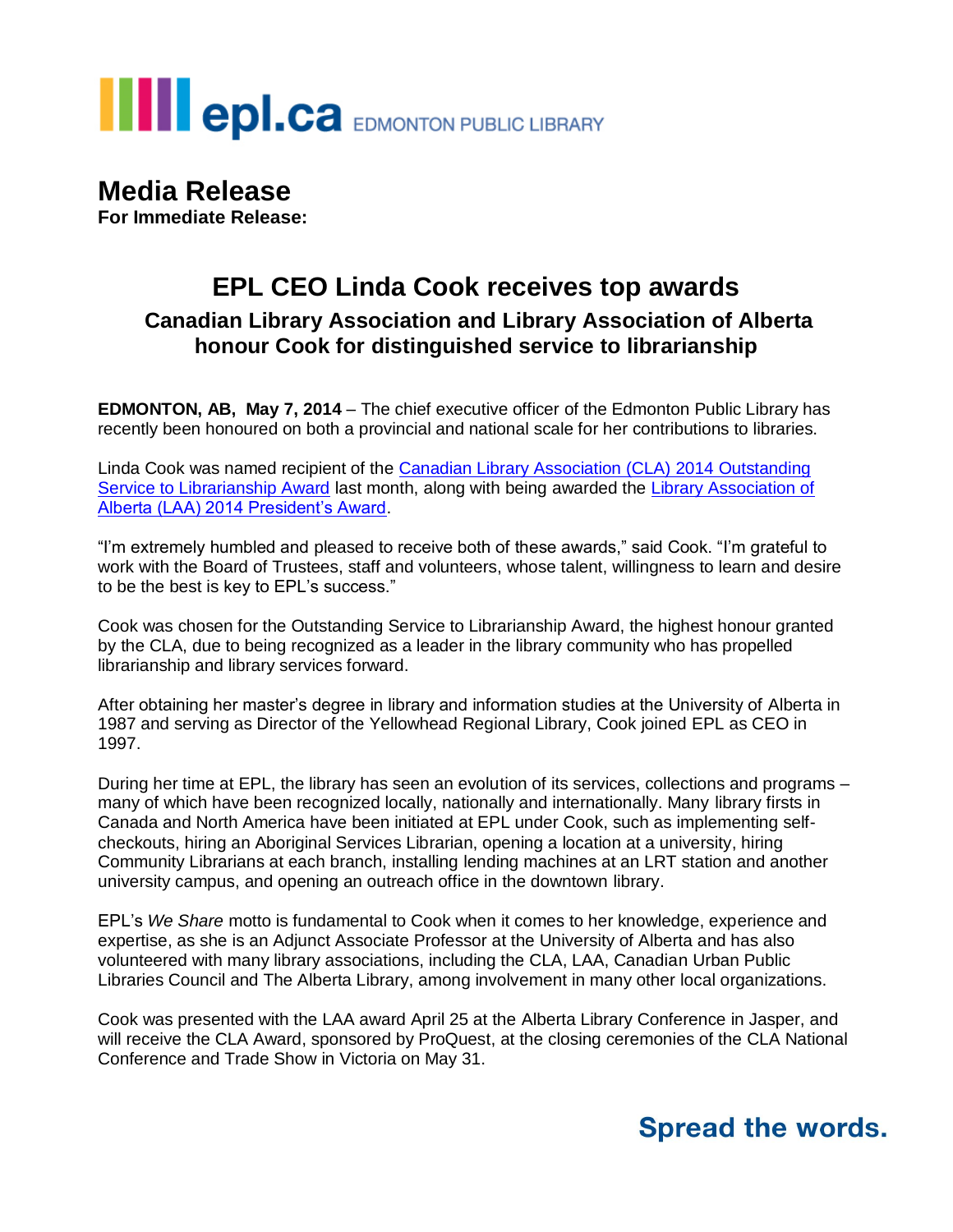epl.ca EDMONTON PUBLIC LIBRARY

# Media Release

**For Immediate Release:**

## EPL CEO Linda Cook receives top awards

### Canadian Library Association and Library Association of Alberta honour Cook for distinguished service to librarianship

**EDMONTON, AB, May 7, 2014** – The chief executive officer of the Edmonton Public Library has recently been honoured on both a provincial and national scale for her contributions to libraries.

Linda Cook was named recipient of the Canadian Library Association (CLA) 2014 Outstanding Service to Librarianship Award last month, along with being awarded the Library Association of Alberta (LAA) 2014 President's Award.

"I'm extremely humbled and pleased to receive both of these awards," said Cook. "I'm grateful to work with the Board of Trustees, staff and volunteers, whose talent, willingness to learn and desire to be the best is key to EPL's success."

Cook was chosen for the Outstanding Service to Librarianship Award, the highest honour granted by the CLA, due to being recognized as a leader in the library community who has propelled librarianship and library services forward.

After obtaining her master's degree in library and information studies at the University of Alberta in 1987 and serving as Director of the Yellowhead Regional Library, Cook joined EPL as CEO in 1997.

During her time at EPL, the library has seen an evolution of its services, collections and programs – many of which have been recognized locally, nationally and internationally. Many library firsts in Canada and North America have been initiated at EPL under Cook, such as implementing self-checkouts, hiring an Aboriginal Services Librarian, opening a location at a university, hiring Community Librarians at each branch, installing lending machines at an LRT station and another university campus, and opening an outreach office in the downtown library.

EPL's *We Share* motto is fundamental to Cook when it comes to her knowledge, experience and expertise, as she is an Adjunct Associate Professor at the University of Alberta and has also volunteered with many library associations, including the CLA, LAA, Canadian Urban Public Libraries Council and The Alberta Library, among involvement in many other local organizations.

Cook was presented with the LAA award April 25 at the Alberta Library Conference in Jasper, and will receive the CLA Award, sponsored by ProQuest, at the closing ceremonies of the CLA National Conference and Trade Show in Victoria on May 31.

**Spread the words.**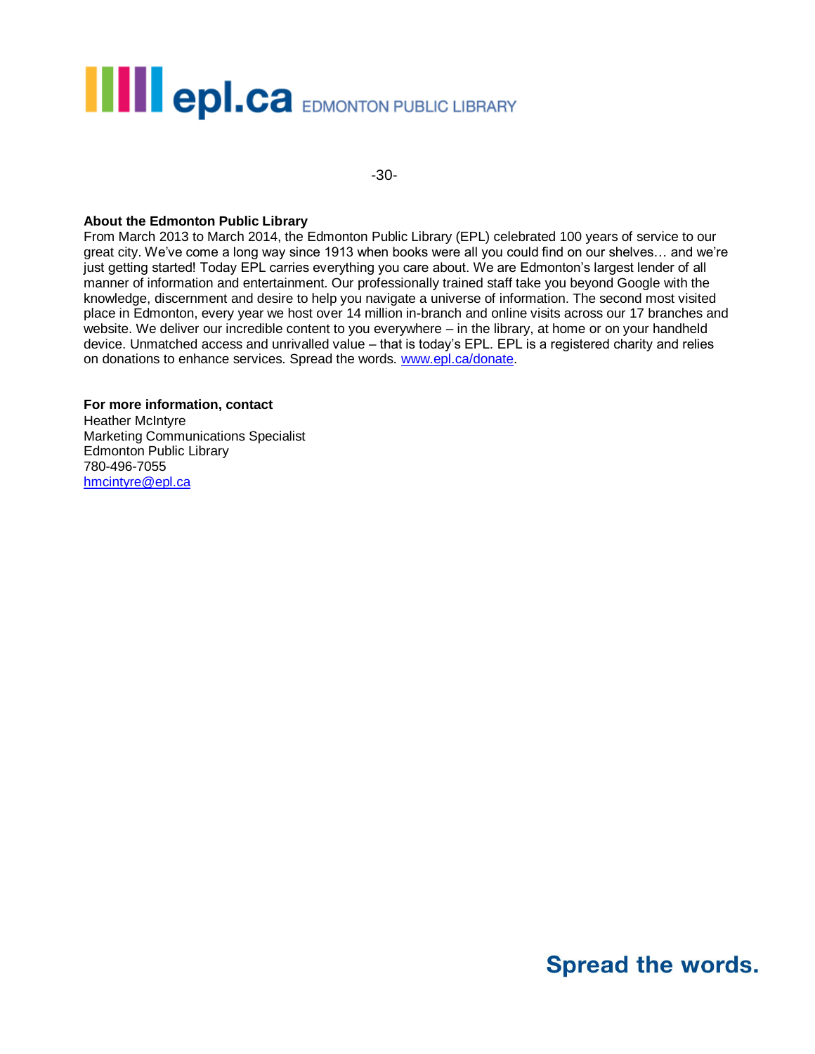-30-

**About the Edmonton Public Library**

From March 2013 to March 2014, the Edmonton Public Library (EPL) celebrated 100 years of service to our great city. We've come a long way since 1913 when books were all you could find on our shelves… and we're just getting started! Today EPL carries everything you care about. We are Edmonton's largest lender of all manner of information and entertainment. Our professionally trained staff take you beyond Google with the knowledge, discernment and desire to help you navigate a universe of information. The second most visited place in Edmonton, every year we host over 14 million in-branch and online visits across our 17 branches and website. We deliver our incredible content to you everywhere – in the library, at home or on your handheld device. Unmatched access and unrivalled value – that is today's EPL. EPL is a registered charity and relies on donations to enhance services. Spread the words. www.epl.ca/donate.

**For more information, contact**

Heather McIntyre
Marketing Communications Specialist
Edmonton Public Library
780-496-7055
hmcintyre@epl.ca

**Spread the words.**